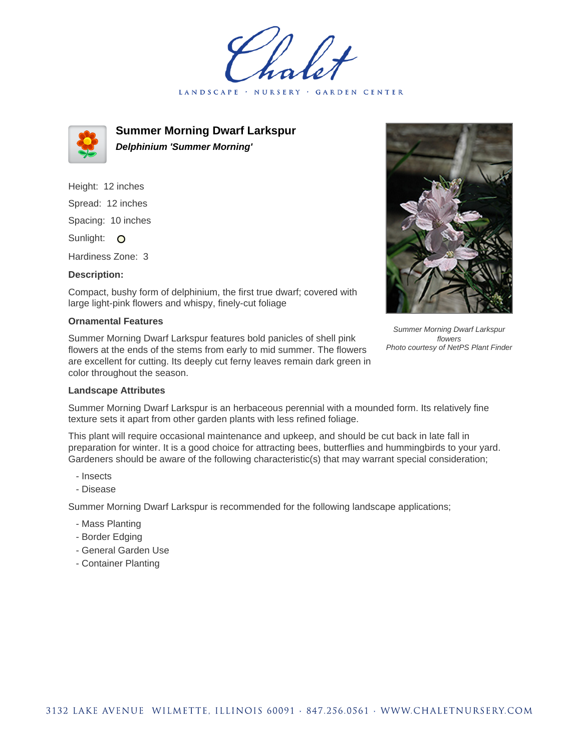# Summer Morning Dwarf Larkspur

***Delphinium 'Summer Morning'***

Height: 12 inches

Spread: 12 inches

Spacing: 10 inches

Sunlight: O

Hardiness Zone: 3

**Description:**

Compact, bushy form of delphinium, the first true dwarf; covered with large light-pink flowers and whispy, finely-cut foliage

**Ornamental Features**

Summer Morning Dwarf Larkspur features bold panicles of shell pink flowers at the ends of the stems from early to mid summer. The flowers are excellent for cutting. Its deeply cut ferny leaves remain dark green in color throughout the season.

*Summer Morning Dwarf Larkspur flowers*
*Photo courtesy of NetPS Plant Finder*

**Landscape Attributes**

Summer Morning Dwarf Larkspur is an herbaceous perennial with a mounded form. Its relatively fine texture sets it apart from other garden plants with less refined foliage.

This plant will require occasional maintenance and upkeep, and should be cut back in late fall in preparation for winter. It is a good choice for attracting bees, butterflies and hummingbirds to your yard. Gardeners should be aware of the following characteristic(s) that may warrant special consideration;

- Insects
- Disease

Summer Morning Dwarf Larkspur is recommended for the following landscape applications;

- Mass Planting
- Border Edging
- General Garden Use
- Container Planting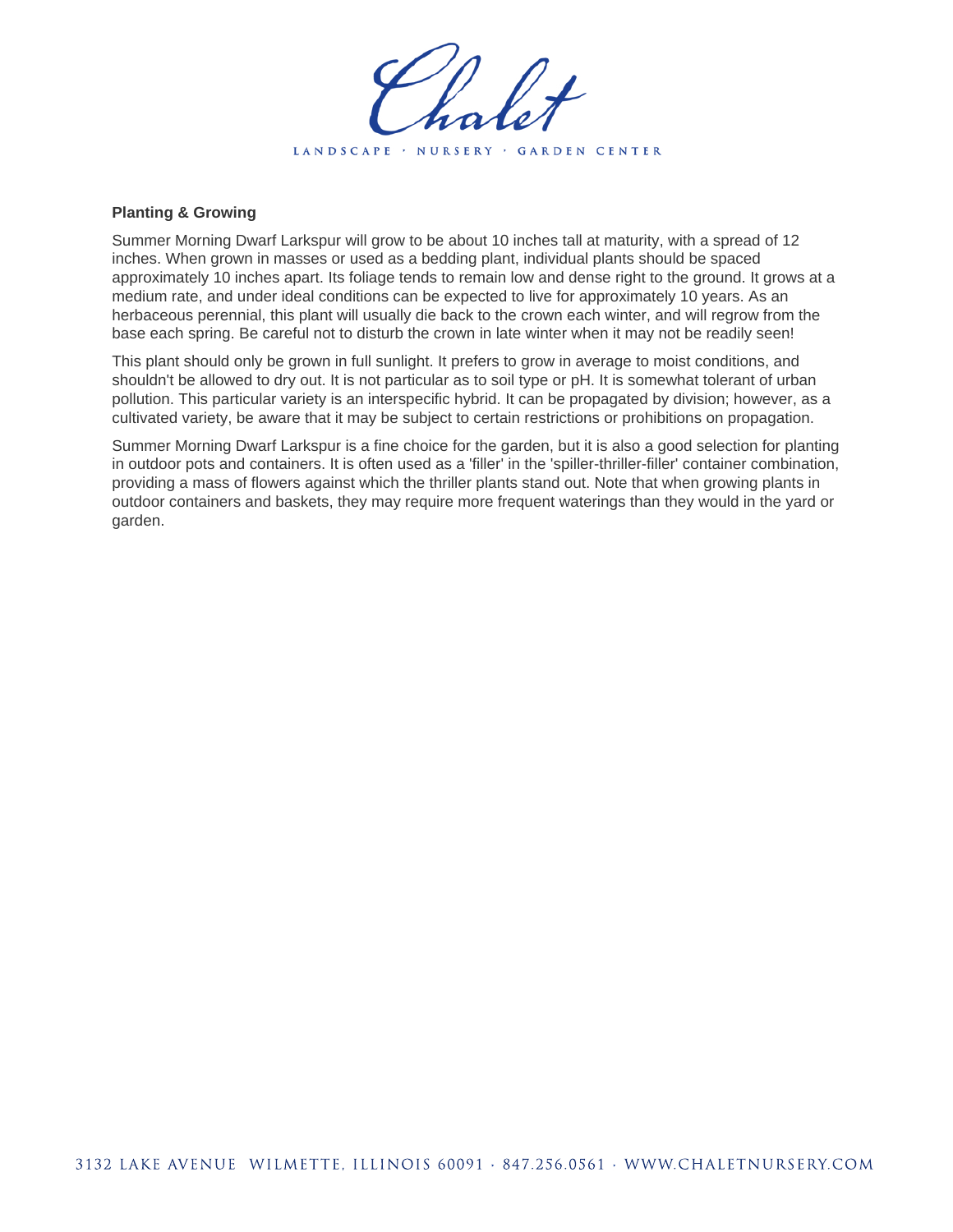### Planting & Growing

Summer Morning Dwarf Larkspur will grow to be about 10 inches tall at maturity, with a spread of 12 inches. When grown in masses or used as a bedding plant, individual plants should be spaced approximately 10 inches apart. Its foliage tends to remain low and dense right to the ground. It grows at a medium rate, and under ideal conditions can be expected to live for approximately 10 years. As an herbaceous perennial, this plant will usually die back to the crown each winter, and will regrow from the base each spring. Be careful not to disturb the crown in late winter when it may not be readily seen!

This plant should only be grown in full sunlight. It prefers to grow in average to moist conditions, and shouldn't be allowed to dry out. It is not particular as to soil type or pH. It is somewhat tolerant of urban pollution. This particular variety is an interspecific hybrid. It can be propagated by division; however, as a cultivated variety, be aware that it may be subject to certain restrictions or prohibitions on propagation.

Summer Morning Dwarf Larkspur is a fine choice for the garden, but it is also a good selection for planting in outdoor pots and containers. It is often used as a 'filler' in the 'spiller-thriller-filler' container combination, providing a mass of flowers against which the thriller plants stand out. Note that when growing plants in outdoor containers and baskets, they may require more frequent waterings than they would in the yard or garden.